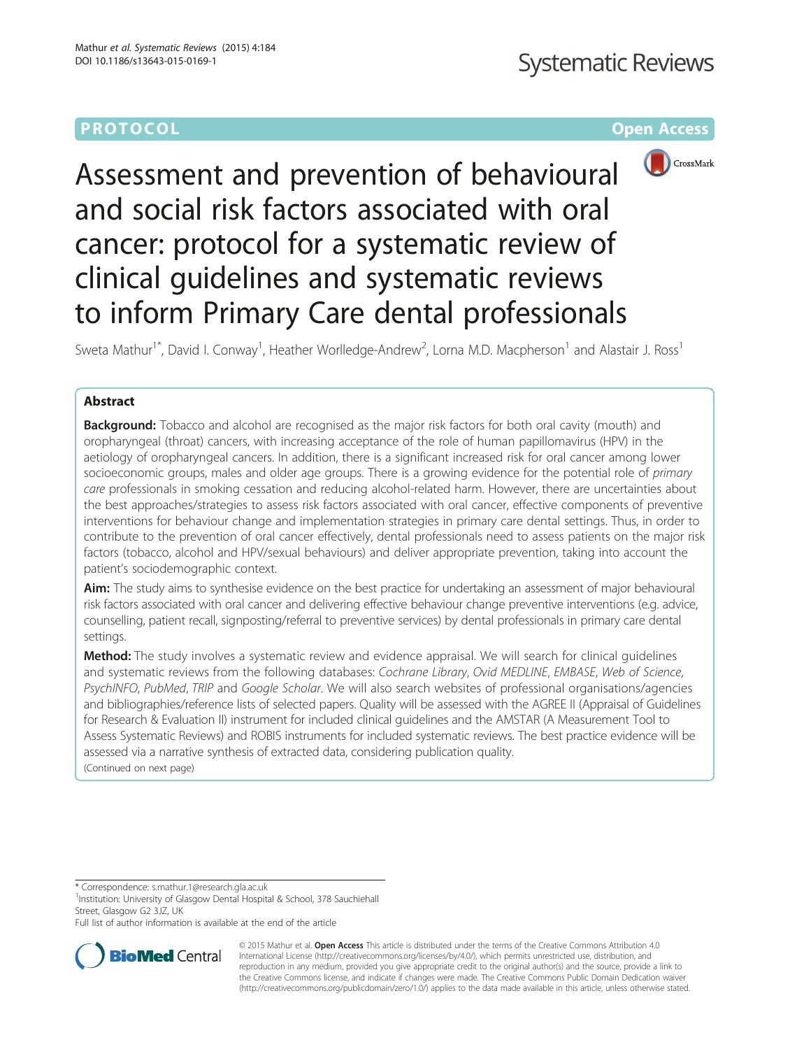PROTOCOL Open Access

# Assessment and prevention of behavioural and social risk factors associated with oral cancer: protocol for a systematic review of clinical guidelines and systematic reviews to inform Primary Care dental professionals

Sweta Mathur[1*], David I. Conway[1], Heather Worlledge-Andrew[2], Lorna M.D. Macpherson[1] and Alastair J. Ross[1]

## Abstract

**Background:** Tobacco and alcohol are recognised as the major risk factors for both oral cavity (mouth) and oropharyngeal (throat) cancers, with increasing acceptance of the role of human papillomavirus (HPV) in the aetiology of oropharyngeal cancers. In addition, there is a significant increased risk for oral cancer among lower socioeconomic groups, males and older age groups. There is a growing evidence for the potential role of *primary care* professionals in smoking cessation and reducing alcohol-related harm. However, there are uncertainties about the best approaches/strategies to assess risk factors associated with oral cancer, effective components of preventive interventions for behaviour change and implementation strategies in primary care dental settings. Thus, in order to contribute to the prevention of oral cancer effectively, dental professionals need to assess patients on the major risk factors (tobacco, alcohol and HPV/sexual behaviours) and deliver appropriate prevention, taking into account the patient's sociodemographic context.

**Aim:** The study aims to synthesise evidence on the best practice for undertaking an assessment of major behavioural risk factors associated with oral cancer and delivering effective behaviour change preventive interventions (e.g. advice, counselling, patient recall, signposting/referral to preventive services) by dental professionals in primary care dental settings.

**Method:** The study involves a systematic review and evidence appraisal. We will search for clinical guidelines and systematic reviews from the following databases: *Cochrane Library*, *Ovid MEDLINE*, *EMBASE*, *Web of Science*, *PsychINFO*, *PubMed*, *TRIP* and *Google Scholar*. We will also search websites of professional organisations/agencies and bibliographies/reference lists of selected papers. Quality will be assessed with the AGREE II (Appraisal of Guidelines for Research & Evaluation II) instrument for included clinical guidelines and the AMSTAR (A Measurement Tool to Assess Systematic Reviews) and ROBIS instruments for included systematic reviews. The best practice evidence will be assessed via a narrative synthesis of extracted data, considering publication quality.

(Continued on next page)

\* Correspondence: s.mathur.1@research.gla.ac.uk
[1]Institution: University of Glasgow Dental Hospital & School, 378 Sauchiehall Street, Glasgow G2 3JZ, UK
Full list of author information is available at the end of the article

© 2015 Mathur et al. **Open Access** This article is distributed under the terms of the Creative Commons Attribution 4.0 International License (http://creativecommons.org/licenses/by/4.0/), which permits unrestricted use, distribution, and reproduction in any medium, provided you give appropriate credit to the original author(s) and the source, provide a link to the Creative Commons license, and indicate if changes were made. The Creative Commons Public Domain Dedication waiver (http://creativecommons.org/publicdomain/zero/1.0/) applies to the data made available in this article, unless otherwise stated.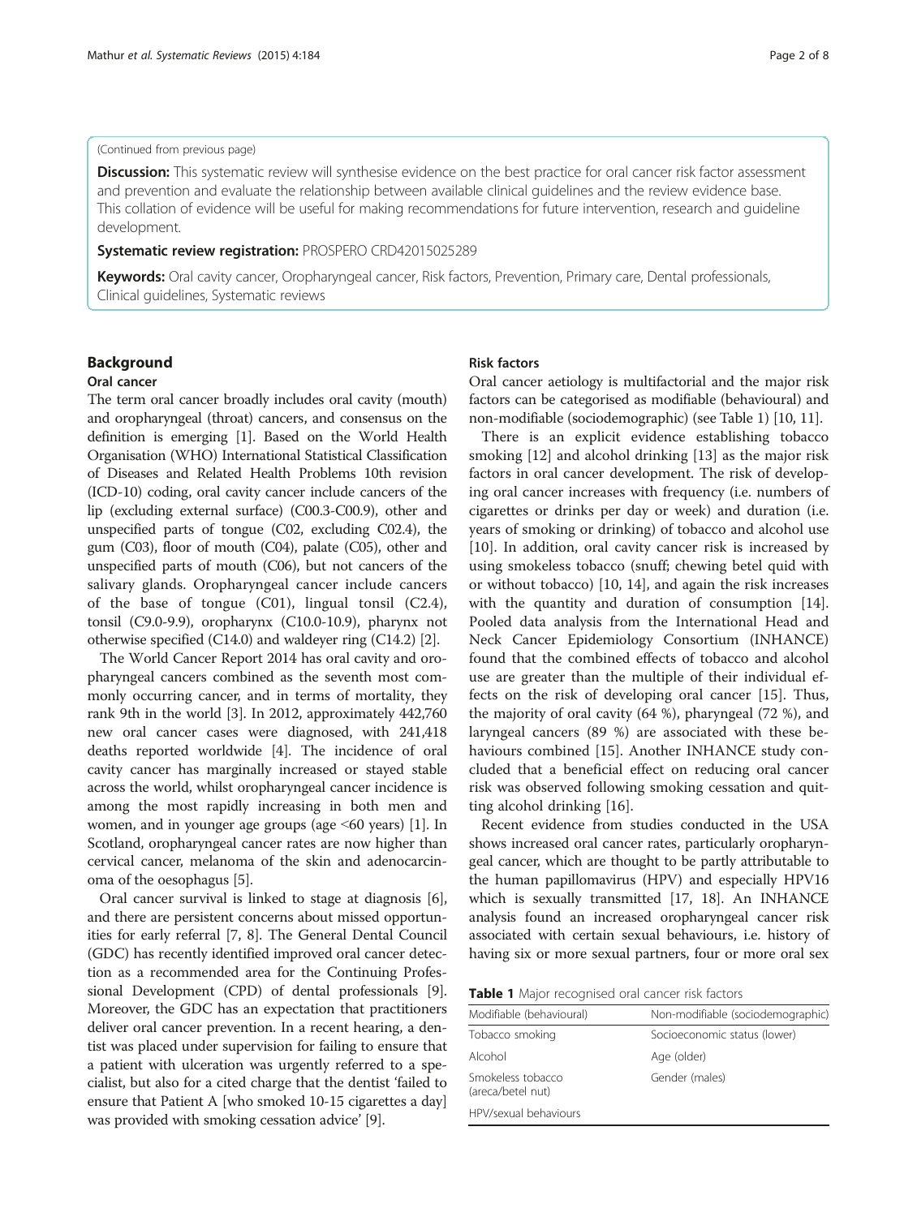(Continued from previous page)

**Discussion:** This systematic review will synthesise evidence on the best practice for oral cancer risk factor assessment and prevention and evaluate the relationship between available clinical guidelines and the review evidence base. This collation of evidence will be useful for making recommendations for future intervention, research and guideline development.

**Systematic review registration:** PROSPERO CRD42015025289

**Keywords:** Oral cavity cancer, Oropharyngeal cancer, Risk factors, Prevention, Primary care, Dental professionals, Clinical guidelines, Systematic reviews

## Background

### Oral cancer

The term oral cancer broadly includes oral cavity (mouth) and oropharyngeal (throat) cancers, and consensus on the definition is emerging [1]. Based on the World Health Organisation (WHO) International Statistical Classification of Diseases and Related Health Problems 10th revision (ICD-10) coding, oral cavity cancer include cancers of the lip (excluding external surface) (C00.3-C00.9), other and unspecified parts of tongue (C02, excluding C02.4), the gum (C03), floor of mouth (C04), palate (C05), other and unspecified parts of mouth (C06), but not cancers of the salivary glands. Oropharyngeal cancer include cancers of the base of tongue (C01), lingual tonsil (C2.4), tonsil (C9.0-9.9), oropharynx (C10.0-10.9), pharynx not otherwise specified (C14.0) and waldeyer ring (C14.2) [2].

The World Cancer Report 2014 has oral cavity and oropharyngeal cancers combined as the seventh most commonly occurring cancer, and in terms of mortality, they rank 9th in the world [3]. In 2012, approximately 442,760 new oral cancer cases were diagnosed, with 241,418 deaths reported worldwide [4]. The incidence of oral cavity cancer has marginally increased or stayed stable across the world, whilst oropharyngeal cancer incidence is among the most rapidly increasing in both men and women, and in younger age groups (age <60 years) [1]. In Scotland, oropharyngeal cancer rates are now higher than cervical cancer, melanoma of the skin and adenocarcinoma of the oesophagus [5].

Oral cancer survival is linked to stage at diagnosis [6], and there are persistent concerns about missed opportunities for early referral [7, 8]. The General Dental Council (GDC) has recently identified improved oral cancer detection as a recommended area for the Continuing Professional Development (CPD) of dental professionals [9]. Moreover, the GDC has an expectation that practitioners deliver oral cancer prevention. In a recent hearing, a dentist was placed under supervision for failing to ensure that a patient with ulceration was urgently referred to a specialist, but also for a cited charge that the dentist 'failed to ensure that Patient A [who smoked 10-15 cigarettes a day] was provided with smoking cessation advice' [9].

### Risk factors

Oral cancer aetiology is multifactorial and the major risk factors can be categorised as modifiable (behavioural) and non-modifiable (sociodemographic) (see Table 1) [10, 11].

There is an explicit evidence establishing tobacco smoking [12] and alcohol drinking [13] as the major risk factors in oral cancer development. The risk of developing oral cancer increases with frequency (i.e. numbers of cigarettes or drinks per day or week) and duration (i.e. years of smoking or drinking) of tobacco and alcohol use [10]. In addition, oral cavity cancer risk is increased by using smokeless tobacco (snuff; chewing betel quid with or without tobacco) [10, 14], and again the risk increases with the quantity and duration of consumption [14]. Pooled data analysis from the International Head and Neck Cancer Epidemiology Consortium (INHANCE) found that the combined effects of tobacco and alcohol use are greater than the multiple of their individual effects on the risk of developing oral cancer [15]. Thus, the majority of oral cavity (64 %), pharyngeal (72 %), and laryngeal cancers (89 %) are associated with these behaviours combined [15]. Another INHANCE study concluded that a beneficial effect on reducing oral cancer risk was observed following smoking cessation and quitting alcohol drinking [16].

Recent evidence from studies conducted in the USA shows increased oral cancer rates, particularly oropharyngeal cancer, which are thought to be partly attributable to the human papillomavirus (HPV) and especially HPV16 which is sexually transmitted [17, 18]. An INHANCE analysis found an increased oropharyngeal cancer risk associated with certain sexual behaviours, i.e. history of having six or more sexual partners, four or more oral sex

**Table 1** Major recognised oral cancer risk factors

| Modifiable (behavioural) | Non-modifiable (sociodemographic) |
| --- | --- |
| Tobacco smoking | Socioeconomic status (lower) |
| Alcohol | Age (older) |
| Smokeless tobacco (areca/betel nut) | Gender (males) |
| HPV/sexual behaviours | |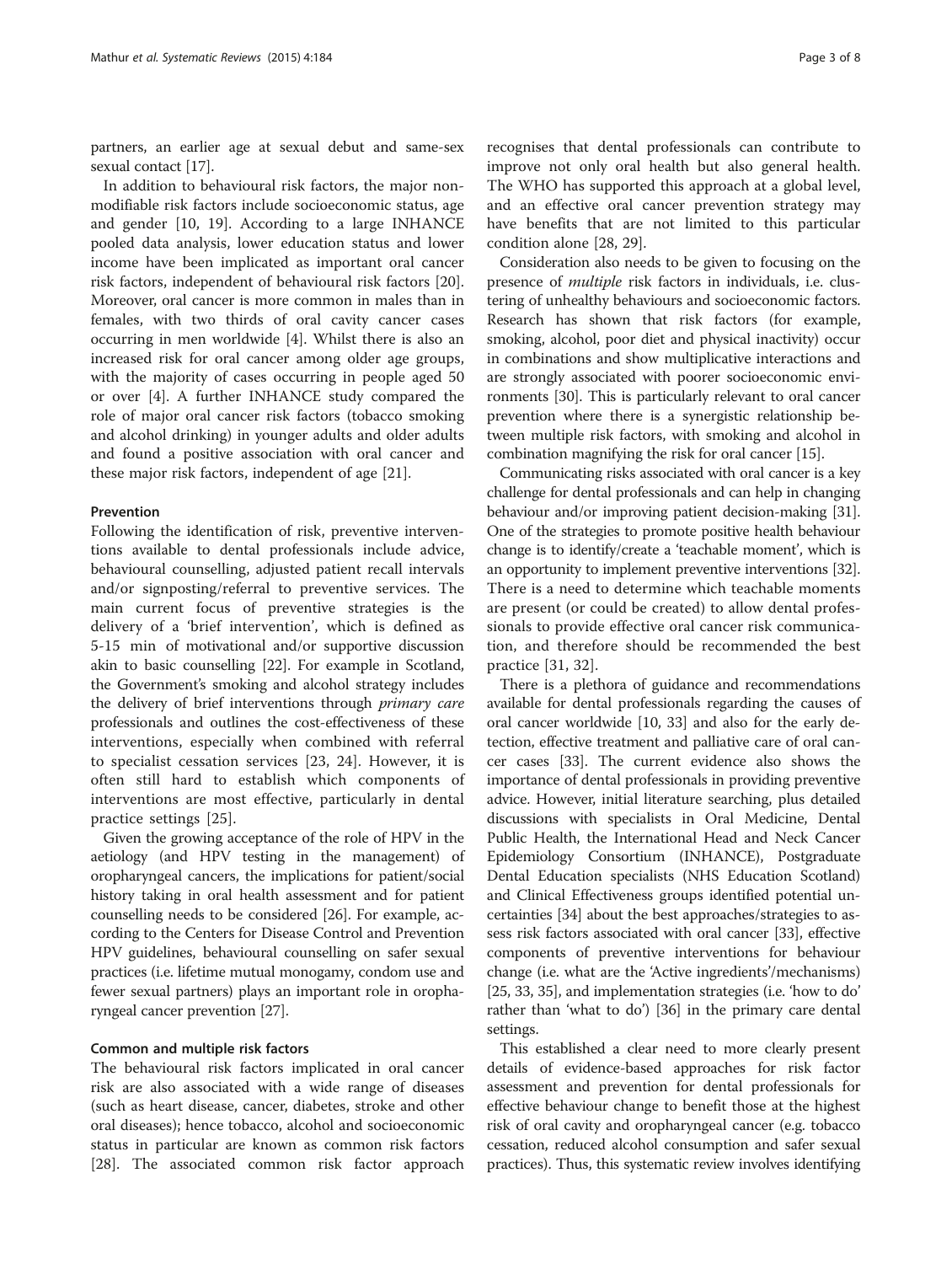partners, an earlier age at sexual debut and same-sex sexual contact [17].

In addition to behavioural risk factors, the major non-modifiable risk factors include socioeconomic status, age and gender [10, 19]. According to a large INHANCE pooled data analysis, lower education status and lower income have been implicated as important oral cancer risk factors, independent of behavioural risk factors [20]. Moreover, oral cancer is more common in males than in females, with two thirds of oral cavity cancer cases occurring in men worldwide [4]. Whilst there is also an increased risk for oral cancer among older age groups, with the majority of cases occurring in people aged 50 or over [4]. A further INHANCE study compared the role of major oral cancer risk factors (tobacco smoking and alcohol drinking) in younger adults and older adults and found a positive association with oral cancer and these major risk factors, independent of age [21].

### Prevention

Following the identification of risk, preventive interventions available to dental professionals include advice, behavioural counselling, adjusted patient recall intervals and/or signposting/referral to preventive services. The main current focus of preventive strategies is the delivery of a 'brief intervention', which is defined as 5-15 min of motivational and/or supportive discussion akin to basic counselling [22]. For example in Scotland, the Government's smoking and alcohol strategy includes the delivery of brief interventions through *primary care* professionals and outlines the cost-effectiveness of these interventions, especially when combined with referral to specialist cessation services [23, 24]. However, it is often still hard to establish which components of interventions are most effective, particularly in dental practice settings [25].

Given the growing acceptance of the role of HPV in the aetiology (and HPV testing in the management) of oropharyngeal cancers, the implications for patient/social history taking in oral health assessment and for patient counselling needs to be considered [26]. For example, according to the Centers for Disease Control and Prevention HPV guidelines, behavioural counselling on safer sexual practices (i.e. lifetime mutual monogamy, condom use and fewer sexual partners) plays an important role in oropharyngeal cancer prevention [27].

### Common and multiple risk factors

The behavioural risk factors implicated in oral cancer risk are also associated with a wide range of diseases (such as heart disease, cancer, diabetes, stroke and other oral diseases); hence tobacco, alcohol and socioeconomic status in particular are known as common risk factors [28]. The associated common risk factor approach recognises that dental professionals can contribute to improve not only oral health but also general health. The WHO has supported this approach at a global level, and an effective oral cancer prevention strategy may have benefits that are not limited to this particular condition alone [28, 29].

Consideration also needs to be given to focusing on the presence of *multiple* risk factors in individuals, i.e. clustering of unhealthy behaviours and socioeconomic factors. Research has shown that risk factors (for example, smoking, alcohol, poor diet and physical inactivity) occur in combinations and show multiplicative interactions and are strongly associated with poorer socioeconomic environments [30]. This is particularly relevant to oral cancer prevention where there is a synergistic relationship between multiple risk factors, with smoking and alcohol in combination magnifying the risk for oral cancer [15].

Communicating risks associated with oral cancer is a key challenge for dental professionals and can help in changing behaviour and/or improving patient decision-making [31]. One of the strategies to promote positive health behaviour change is to identify/create a 'teachable moment', which is an opportunity to implement preventive interventions [32]. There is a need to determine which teachable moments are present (or could be created) to allow dental professionals to provide effective oral cancer risk communication, and therefore should be recommended the best practice [31, 32].

There is a plethora of guidance and recommendations available for dental professionals regarding the causes of oral cancer worldwide [10, 33] and also for the early detection, effective treatment and palliative care of oral cancer cases [33]. The current evidence also shows the importance of dental professionals in providing preventive advice. However, initial literature searching, plus detailed discussions with specialists in Oral Medicine, Dental Public Health, the International Head and Neck Cancer Epidemiology Consortium (INHANCE), Postgraduate Dental Education specialists (NHS Education Scotland) and Clinical Effectiveness groups identified potential uncertainties [34] about the best approaches/strategies to assess risk factors associated with oral cancer [33], effective components of preventive interventions for behaviour change (i.e. what are the 'Active ingredients'/mechanisms) [25, 33, 35], and implementation strategies (i.e. 'how to do' rather than 'what to do') [36] in the primary care dental settings.

This established a clear need to more clearly present details of evidence-based approaches for risk factor assessment and prevention for dental professionals for effective behaviour change to benefit those at the highest risk of oral cavity and oropharyngeal cancer (e.g. tobacco cessation, reduced alcohol consumption and safer sexual practices). Thus, this systematic review involves identifying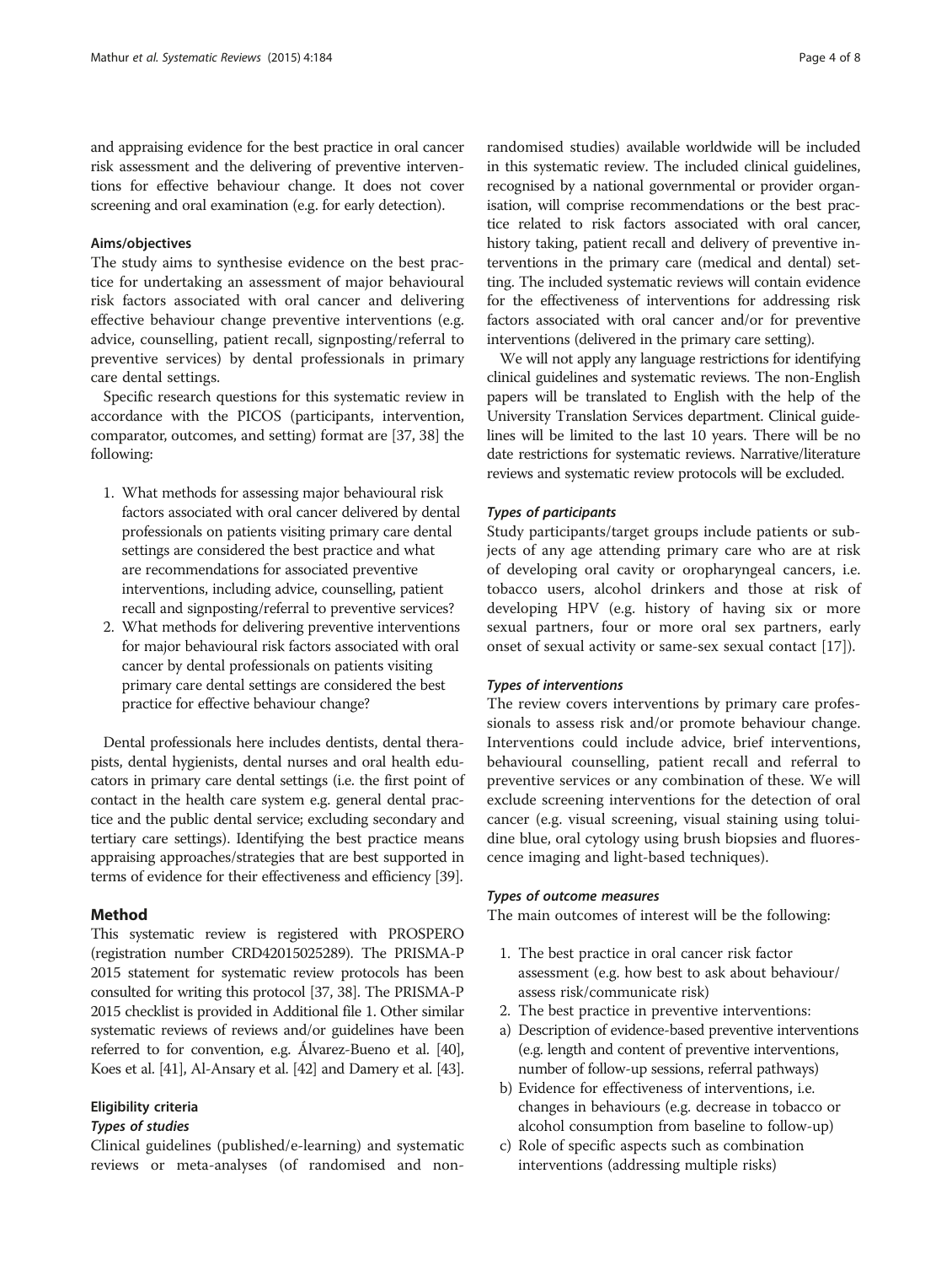and appraising evidence for the best practice in oral cancer risk assessment and the delivering of preventive interventions for effective behaviour change. It does not cover screening and oral examination (e.g. for early detection).

### Aims/objectives

The study aims to synthesise evidence on the best practice for undertaking an assessment of major behavioural risk factors associated with oral cancer and delivering effective behaviour change preventive interventions (e.g. advice, counselling, patient recall, signposting/referral to preventive services) by dental professionals in primary care dental settings.

Specific research questions for this systematic review in accordance with the PICOS (participants, intervention, comparator, outcomes, and setting) format are [37, 38] the following:

1. What methods for assessing major behavioural risk factors associated with oral cancer delivered by dental professionals on patients visiting primary care dental settings are considered the best practice and what are recommendations for associated preventive interventions, including advice, counselling, patient recall and signposting/referral to preventive services?
2. What methods for delivering preventive interventions for major behavioural risk factors associated with oral cancer by dental professionals on patients visiting primary care dental settings are considered the best practice for effective behaviour change?

Dental professionals here includes dentists, dental therapists, dental hygienists, dental nurses and oral health educators in primary care dental settings (i.e. the first point of contact in the health care system e.g. general dental practice and the public dental service; excluding secondary and tertiary care settings). Identifying the best practice means appraising approaches/strategies that are best supported in terms of evidence for their effectiveness and efficiency [39].

## Method

This systematic review is registered with PROSPERO (registration number CRD42015025289). The PRISMA-P 2015 statement for systematic review protocols has been consulted for writing this protocol [37, 38]. The PRISMA-P 2015 checklist is provided in Additional file 1. Other similar systematic reviews of reviews and/or guidelines have been referred to for convention, e.g. Álvarez-Bueno et al. [40], Koes et al. [41], Al-Ansary et al. [42] and Damery et al. [43].

### Eligibility criteria

#### *Types of studies*

Clinical guidelines (published/e-learning) and systematic reviews or meta-analyses (of randomised and non-randomised studies) available worldwide will be included in this systematic review. The included clinical guidelines, recognised by a national governmental or provider organisation, will comprise recommendations or the best practice related to risk factors associated with oral cancer, history taking, patient recall and delivery of preventive interventions in the primary care (medical and dental) setting. The included systematic reviews will contain evidence for the effectiveness of interventions for addressing risk factors associated with oral cancer and/or for preventive interventions (delivered in the primary care setting).

We will not apply any language restrictions for identifying clinical guidelines and systematic reviews. The non-English papers will be translated to English with the help of the University Translation Services department. Clinical guidelines will be limited to the last 10 years. There will be no date restrictions for systematic reviews. Narrative/literature reviews and systematic review protocols will be excluded.

#### *Types of participants*

Study participants/target groups include patients or subjects of any age attending primary care who are at risk of developing oral cavity or oropharyngeal cancers, i.e. tobacco users, alcohol drinkers and those at risk of developing HPV (e.g. history of having six or more sexual partners, four or more oral sex partners, early onset of sexual activity or same-sex sexual contact [17]).

#### *Types of interventions*

The review covers interventions by primary care professionals to assess risk and/or promote behaviour change. Interventions could include advice, brief interventions, behavioural counselling, patient recall and referral to preventive services or any combination of these. We will exclude screening interventions for the detection of oral cancer (e.g. visual screening, visual staining using toluidine blue, oral cytology using brush biopsies and fluorescence imaging and light-based techniques).

#### *Types of outcome measures*

The main outcomes of interest will be the following:

1. The best practice in oral cancer risk factor assessment (e.g. how best to ask about behaviour/assess risk/communicate risk)
2. The best practice in preventive interventions:
    a) Description of evidence-based preventive interventions (e.g. length and content of preventive interventions, number of follow-up sessions, referral pathways)
    b) Evidence for effectiveness of interventions, i.e. changes in behaviours (e.g. decrease in tobacco or alcohol consumption from baseline to follow-up)
    c) Role of specific aspects such as combination interventions (addressing multiple risks)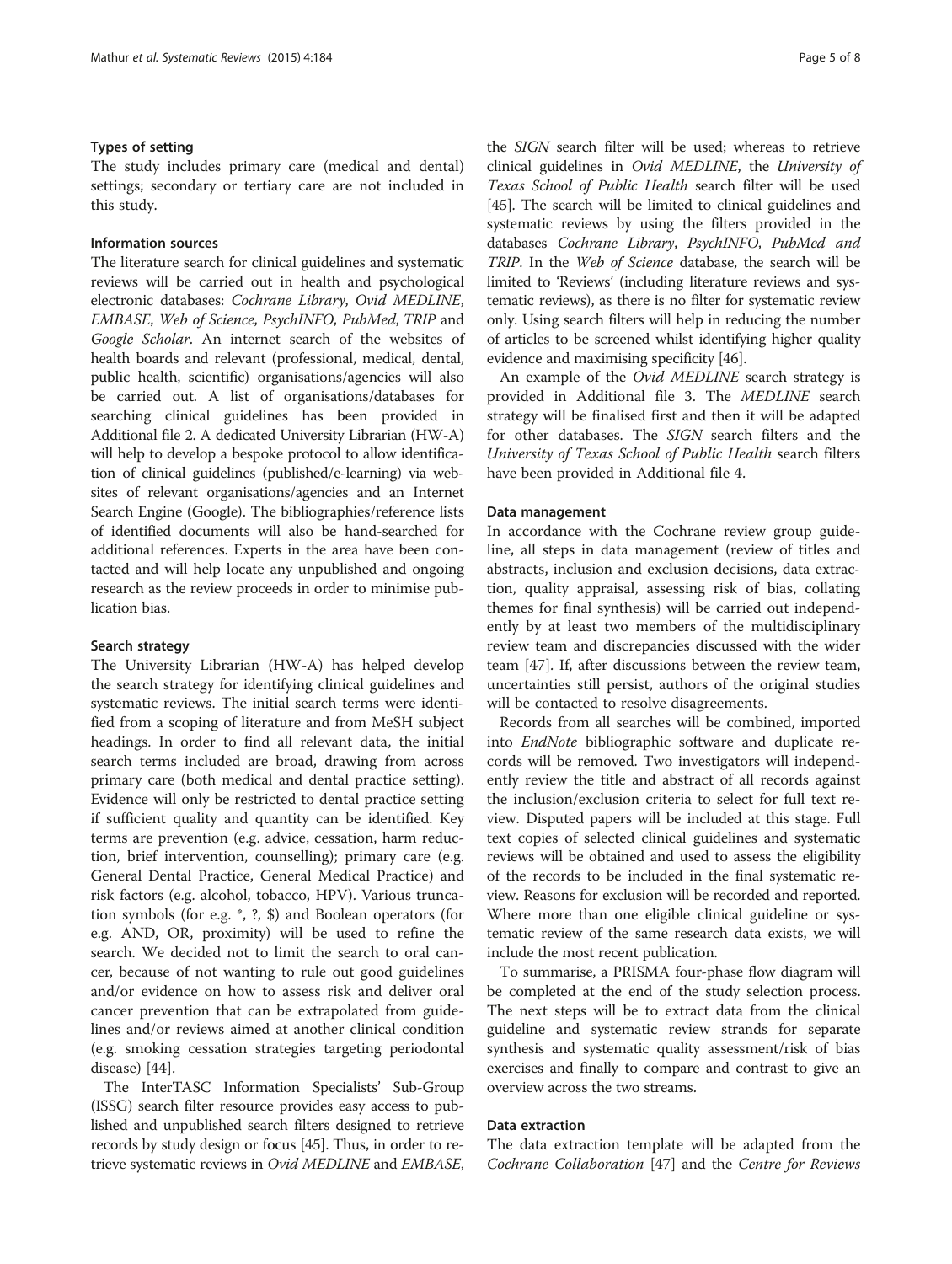### Types of setting

The study includes primary care (medical and dental) settings; secondary or tertiary care are not included in this study.

### Information sources

The literature search for clinical guidelines and systematic reviews will be carried out in health and psychological electronic databases: *Cochrane Library*, *Ovid MEDLINE*, *EMBASE*, *Web of Science*, *PsychINFO*, *PubMed*, *TRIP* and *Google Scholar*. An internet search of the websites of health boards and relevant (professional, medical, dental, public health, scientific) organisations/agencies will also be carried out. A list of organisations/databases for searching clinical guidelines has been provided in Additional file 2. A dedicated University Librarian (HW-A) will help to develop a bespoke protocol to allow identification of clinical guidelines (published/e-learning) via websites of relevant organisations/agencies and an Internet Search Engine (Google). The bibliographies/reference lists of identified documents will also be hand-searched for additional references. Experts in the area have been contacted and will help locate any unpublished and ongoing research as the review proceeds in order to minimise publication bias.

### Search strategy

The University Librarian (HW-A) has helped develop the search strategy for identifying clinical guidelines and systematic reviews. The initial search terms were identified from a scoping of literature and from MeSH subject headings. In order to find all relevant data, the initial search terms included are broad, drawing from across primary care (both medical and dental practice setting). Evidence will only be restricted to dental practice setting if sufficient quality and quantity can be identified. Key terms are prevention (e.g. advice, cessation, harm reduction, brief intervention, counselling); primary care (e.g. General Dental Practice, General Medical Practice) and risk factors (e.g. alcohol, tobacco, HPV). Various truncation symbols (for e.g. *, ?, $) and Boolean operators (for e.g. AND, OR, proximity) will be used to refine the search. We decided not to limit the search to oral cancer, because of not wanting to rule out good guidelines and/or evidence on how to assess risk and deliver oral cancer prevention that can be extrapolated from guidelines and/or reviews aimed at another clinical condition (e.g. smoking cessation strategies targeting periodontal disease) [44].

The InterTASC Information Specialists' Sub-Group (ISSG) search filter resource provides easy access to published and unpublished search filters designed to retrieve records by study design or focus [45]. Thus, in order to retrieve systematic reviews in *Ovid MEDLINE* and *EMBASE*, the *SIGN* search filter will be used; whereas to retrieve clinical guidelines in *Ovid MEDLINE*, the *University of Texas School of Public Health* search filter will be used [45]. The search will be limited to clinical guidelines and systematic reviews by using the filters provided in the databases *Cochrane Library*, *PsychINFO*, *PubMed and TRIP*. In the *Web of Science* database, the search will be limited to 'Reviews' (including literature reviews and systematic reviews), as there is no filter for systematic review only. Using search filters will help in reducing the number of articles to be screened whilst identifying higher quality evidence and maximising specificity [46].

An example of the *Ovid MEDLINE* search strategy is provided in Additional file 3. The *MEDLINE* search strategy will be finalised first and then it will be adapted for other databases. The *SIGN* search filters and the *University of Texas School of Public Health* search filters have been provided in Additional file 4.

### Data management

In accordance with the Cochrane review group guideline, all steps in data management (review of titles and abstracts, inclusion and exclusion decisions, data extraction, quality appraisal, assessing risk of bias, collating themes for final synthesis) will be carried out independently by at least two members of the multidisciplinary review team and discrepancies discussed with the wider team [47]. If, after discussions between the review team, uncertainties still persist, authors of the original studies will be contacted to resolve disagreements.

Records from all searches will be combined, imported into *EndNote* bibliographic software and duplicate records will be removed. Two investigators will independently review the title and abstract of all records against the inclusion/exclusion criteria to select for full text review. Disputed papers will be included at this stage. Full text copies of selected clinical guidelines and systematic reviews will be obtained and used to assess the eligibility of the records to be included in the final systematic review. Reasons for exclusion will be recorded and reported. Where more than one eligible clinical guideline or systematic review of the same research data exists, we will include the most recent publication.

To summarise, a PRISMA four-phase flow diagram will be completed at the end of the study selection process. The next steps will be to extract data from the clinical guideline and systematic review strands for separate synthesis and systematic quality assessment/risk of bias exercises and finally to compare and contrast to give an overview across the two streams.

### Data extraction

The data extraction template will be adapted from the *Cochrane Collaboration* [47] and the *Centre for Reviews*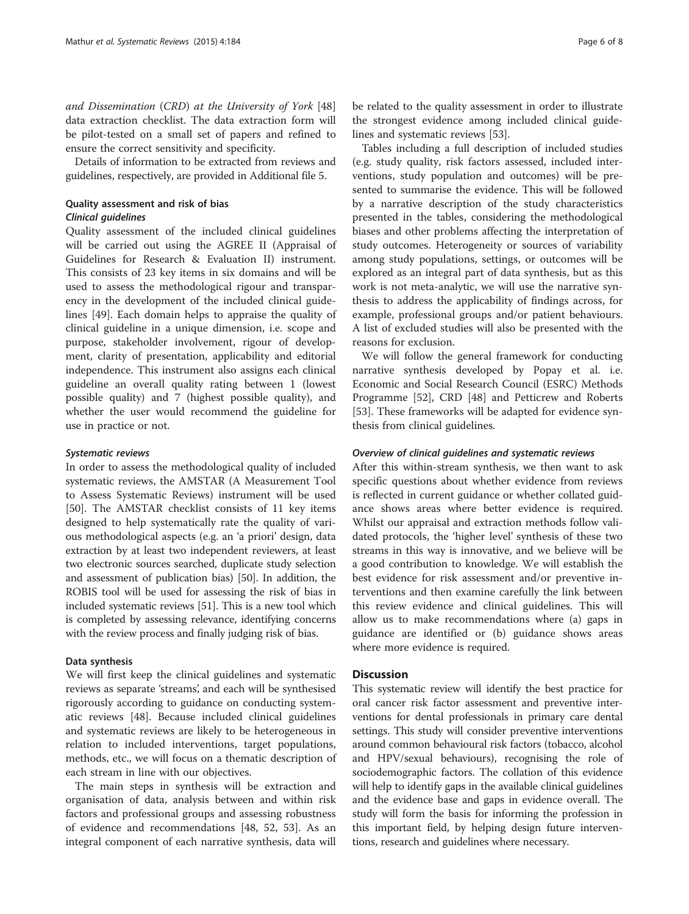*and Dissemination* (*CRD*) *at the University of York* [48] data extraction checklist. The data extraction form will be pilot-tested on a small set of papers and refined to ensure the correct sensitivity and specificity.

Details of information to be extracted from reviews and guidelines, respectively, are provided in Additional file 5.

### Quality assessment and risk of bias

#### *Clinical guidelines*

Quality assessment of the included clinical guidelines will be carried out using the AGREE II (Appraisal of Guidelines for Research & Evaluation II) instrument. This consists of 23 key items in six domains and will be used to assess the methodological rigour and transparency in the development of the included clinical guidelines [49]. Each domain helps to appraise the quality of clinical guideline in a unique dimension, i.e. scope and purpose, stakeholder involvement, rigour of development, clarity of presentation, applicability and editorial independence. This instrument also assigns each clinical guideline an overall quality rating between 1 (lowest possible quality) and 7 (highest possible quality), and whether the user would recommend the guideline for use in practice or not.

#### *Systematic reviews*

In order to assess the methodological quality of included systematic reviews, the AMSTAR (A Measurement Tool to Assess Systematic Reviews) instrument will be used [50]. The AMSTAR checklist consists of 11 key items designed to help systematically rate the quality of various methodological aspects (e.g. an 'a priori' design, data extraction by at least two independent reviewers, at least two electronic sources searched, duplicate study selection and assessment of publication bias) [50]. In addition, the ROBIS tool will be used for assessing the risk of bias in included systematic reviews [51]. This is a new tool which is completed by assessing relevance, identifying concerns with the review process and finally judging risk of bias.

### Data synthesis

We will first keep the clinical guidelines and systematic reviews as separate 'streams', and each will be synthesised rigorously according to guidance on conducting systematic reviews [48]. Because included clinical guidelines and systematic reviews are likely to be heterogeneous in relation to included interventions, target populations, methods, etc., we will focus on a thematic description of each stream in line with our objectives.

The main steps in synthesis will be extraction and organisation of data, analysis between and within risk factors and professional groups and assessing robustness of evidence and recommendations [48, 52, 53]. As an integral component of each narrative synthesis, data will be related to the quality assessment in order to illustrate the strongest evidence among included clinical guidelines and systematic reviews [53].

Tables including a full description of included studies (e.g. study quality, risk factors assessed, included interventions, study population and outcomes) will be presented to summarise the evidence. This will be followed by a narrative description of the study characteristics presented in the tables, considering the methodological biases and other problems affecting the interpretation of study outcomes. Heterogeneity or sources of variability among study populations, settings, or outcomes will be explored as an integral part of data synthesis, but as this work is not meta-analytic, we will use the narrative synthesis to address the applicability of findings across, for example, professional groups and/or patient behaviours. A list of excluded studies will also be presented with the reasons for exclusion.

We will follow the general framework for conducting narrative synthesis developed by Popay et al. i.e. Economic and Social Research Council (ESRC) Methods Programme [52], CRD [48] and Petticrew and Roberts [53]. These frameworks will be adapted for evidence synthesis from clinical guidelines.

#### *Overview of clinical guidelines and systematic reviews*

After this within-stream synthesis, we then want to ask specific questions about whether evidence from reviews is reflected in current guidance or whether collated guidance shows areas where better evidence is required. Whilst our appraisal and extraction methods follow validated protocols, the 'higher level' synthesis of these two streams in this way is innovative, and we believe will be a good contribution to knowledge. We will establish the best evidence for risk assessment and/or preventive interventions and then examine carefully the link between this review evidence and clinical guidelines. This will allow us to make recommendations where (a) gaps in guidance are identified or (b) guidance shows areas where more evidence is required.

## Discussion

This systematic review will identify the best practice for oral cancer risk factor assessment and preventive interventions for dental professionals in primary care dental settings. This study will consider preventive interventions around common behavioural risk factors (tobacco, alcohol and HPV/sexual behaviours), recognising the role of sociodemographic factors. The collation of this evidence will help to identify gaps in the available clinical guidelines and the evidence base and gaps in evidence overall. The study will form the basis for informing the profession in this important field, by helping design future interventions, research and guidelines where necessary.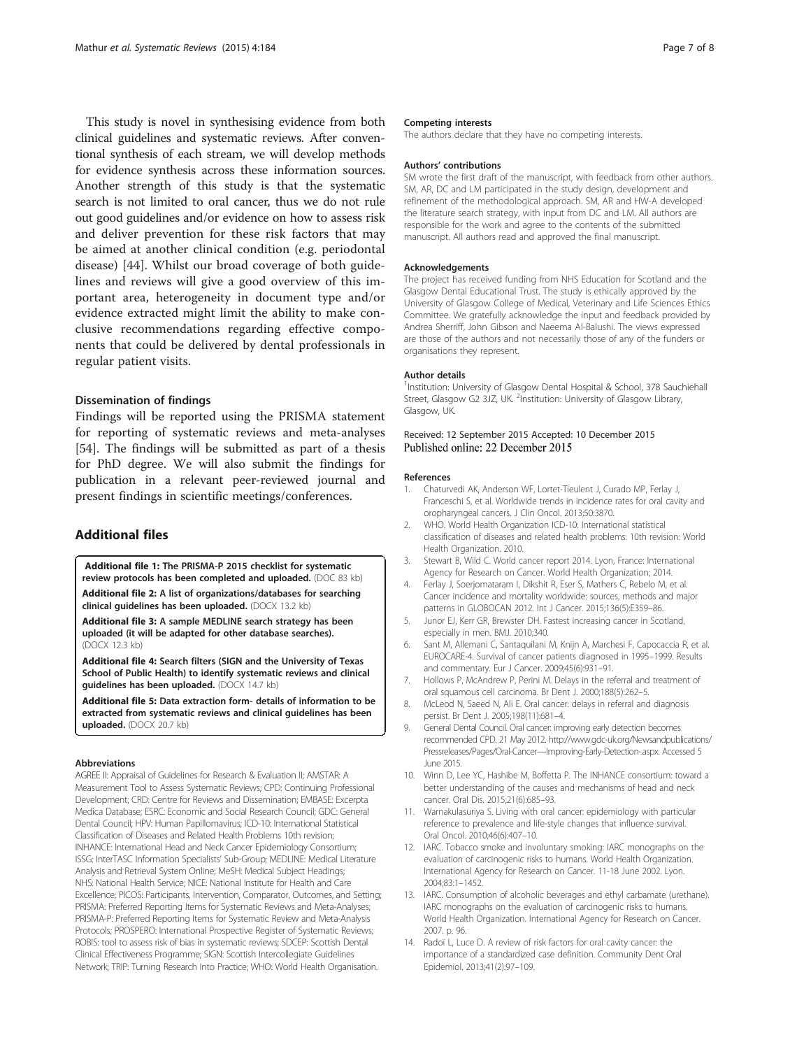This study is novel in synthesising evidence from both clinical guidelines and systematic reviews. After conventional synthesis of each stream, we will develop methods for evidence synthesis across these information sources. Another strength of this study is that the systematic search is not limited to oral cancer, thus we do not rule out good guidelines and/or evidence on how to assess risk and deliver prevention for these risk factors that may be aimed at another clinical condition (e.g. periodontal disease) [44]. Whilst our broad coverage of both guidelines and reviews will give a good overview of this important area, heterogeneity in document type and/or evidence extracted might limit the ability to make conclusive recommendations regarding effective components that could be delivered by dental professionals in regular patient visits.

### Dissemination of findings

Findings will be reported using the PRISMA statement for reporting of systematic reviews and meta-analyses [54]. The findings will be submitted as part of a thesis for PhD degree. We will also submit the findings for publication in a relevant peer-reviewed journal and present findings in scientific meetings/conferences.

## Additional files

**Additional file 1: The PRISMA-P 2015 checklist for systematic review protocols has been completed and uploaded.** (DOC 83 kb)

**Additional file 2: A list of organizations/databases for searching clinical guidelines has been uploaded.** (DOCX 13.2 kb)

**Additional file 3: A sample MEDLINE search strategy has been uploaded (it will be adapted for other database searches).** (DOCX 12.3 kb)

**Additional file 4: Search filters (SIGN and the University of Texas School of Public Health) to identify systematic reviews and clinical guidelines has been uploaded.** (DOCX 14.7 kb)

**Additional file 5: Data extraction form- details of information to be extracted from systematic reviews and clinical guidelines has been uploaded.** (DOCX 20.7 kb)

#### Abbreviations

AGREE II: Appraisal of Guidelines for Research & Evaluation II; AMSTAR: A Measurement Tool to Assess Systematic Reviews; CPD: Continuing Professional Development; CRD: Centre for Reviews and Dissemination; EMBASE: Excerpta Medica Database; ESRC: Economic and Social Research Council; GDC: General Dental Council; HPV: Human Papillomavirus; ICD-10: International Statistical Classification of Diseases and Related Health Problems 10th revision; INHANCE: International Head and Neck Cancer Epidemiology Consortium; ISSG: InterTASC Information Specialists' Sub-Group; MEDLINE: Medical Literature Analysis and Retrieval System Online; MeSH: Medical Subject Headings; NHS: National Health Service; NICE: National Institute for Health and Care Excellence; PICOS: Participants, Intervention, Comparator, Outcomes, and Setting; PRISMA: Preferred Reporting Items for Systematic Reviews and Meta-Analyses; PRISMA-P: Preferred Reporting Items for Systematic Review and Meta-Analysis Protocols; PROSPERO: International Prospective Register of Systematic Reviews; ROBIS: tool to assess risk of bias in systematic reviews; SDCEP: Scottish Dental Clinical Effectiveness Programme; SIGN: Scottish Intercollegiate Guidelines Network; TRIP: Turning Research Into Practice; WHO: World Health Organisation.

#### Competing interests

The authors declare that they have no competing interests.

#### Authors' contributions

SM wrote the first draft of the manuscript, with feedback from other authors. SM, AR, DC and LM participated in the study design, development and refinement of the methodological approach. SM, AR and HW-A developed the literature search strategy, with input from DC and LM. All authors are responsible for the work and agree to the contents of the submitted manuscript. All authors read and approved the final manuscript.

#### Acknowledgements

The project has received funding from NHS Education for Scotland and the Glasgow Dental Educational Trust. The study is ethically approved by the University of Glasgow College of Medical, Veterinary and Life Sciences Ethics Committee. We gratefully acknowledge the input and feedback provided by Andrea Sherriff, John Gibson and Naeema Al-Balushi. The views expressed are those of the authors and not necessarily those of any of the funders or organisations they represent.

#### Author details

[1]Institution: University of Glasgow Dental Hospital & School, 378 Sauchiehall Street, Glasgow G2 3JZ, UK. [2]Institution: University of Glasgow Library, Glasgow, UK.

Received: 12 September 2015 Accepted: 10 December 2015
Published online: 22 December 2015

#### References

1. Chaturvedi AK, Anderson WF, Lortet-Tieulent J, Curado MP, Ferlay J, Franceschi S, et al. Worldwide trends in incidence rates for oral cavity and oropharyngeal cancers. J Clin Oncol. 2013;50:3870.
2. WHO. World Health Organization ICD-10: International statistical classification of diseases and related health problems: 10th revision: World Health Organization. 2010.
3. Stewart B, Wild C. World cancer report 2014. Lyon, France: International Agency for Research on Cancer. World Health Organization; 2014.
4. Ferlay J, Soerjomataram I, Dikshit R, Eser S, Mathers C, Rebelo M, et al. Cancer incidence and mortality worldwide: sources, methods and major patterns in GLOBOCAN 2012. Int J Cancer. 2015;136(5):E359–86.
5. Junor EJ, Kerr GR, Brewster DH. Fastest increasing cancer in Scotland, especially in men. BMJ. 2010;340.
6. Sant M, Allemani C, Santaquilani M, Knijn A, Marchesi F, Capocaccia R, et al. EUROCARE-4. Survival of cancer patients diagnosed in 1995–1999. Results and commentary. Eur J Cancer. 2009;45(6):931–91.
7. Hollows P, McAndrew P, Perini M. Delays in the referral and treatment of oral squamous cell carcinoma. Br Dent J. 2000;188(5):262–5.
8. McLeod N, Saeed N, Ali E. Oral cancer: delays in referral and diagnosis persist. Br Dent J. 2005;198(11):681–4.
9. General Dental Council. Oral cancer: improving early detection becomes recommended CPD. 21 May 2012. http://www.gdc-uk.org/Newsandpublications/Pressreleases/Pages/Oral-Cancer—Improving-Early-Detection-.aspx. Accessed 5 June 2015.
10. Winn D, Lee YC, Hashibe M, Boffetta P. The INHANCE consortium: toward a better understanding of the causes and mechanisms of head and neck cancer. Oral Dis. 2015;21(6):685–93.
11. Warnakulasuriya S. Living with oral cancer: epidemiology with particular reference to prevalence and life-style changes that influence survival. Oral Oncol. 2010;46(6):407–10.
12. IARC. Tobacco smoke and involuntary smoking: IARC monographs on the evaluation of carcinogenic risks to humans. World Health Organization. International Agency for Research on Cancer. 11-18 June 2002. Lyon. 2004;83:1–1452.
13. IARC. Consumption of alcoholic beverages and ethyl carbamate (urethane). IARC monographs on the evaluation of carcinogenic risks to humans. World Health Organization. International Agency for Research on Cancer. 2007. p. 96.
14. Radoï L, Luce D. A review of risk factors for oral cavity cancer: the importance of a standardized case definition. Community Dent Oral Epidemiol. 2013;41(2):97–109.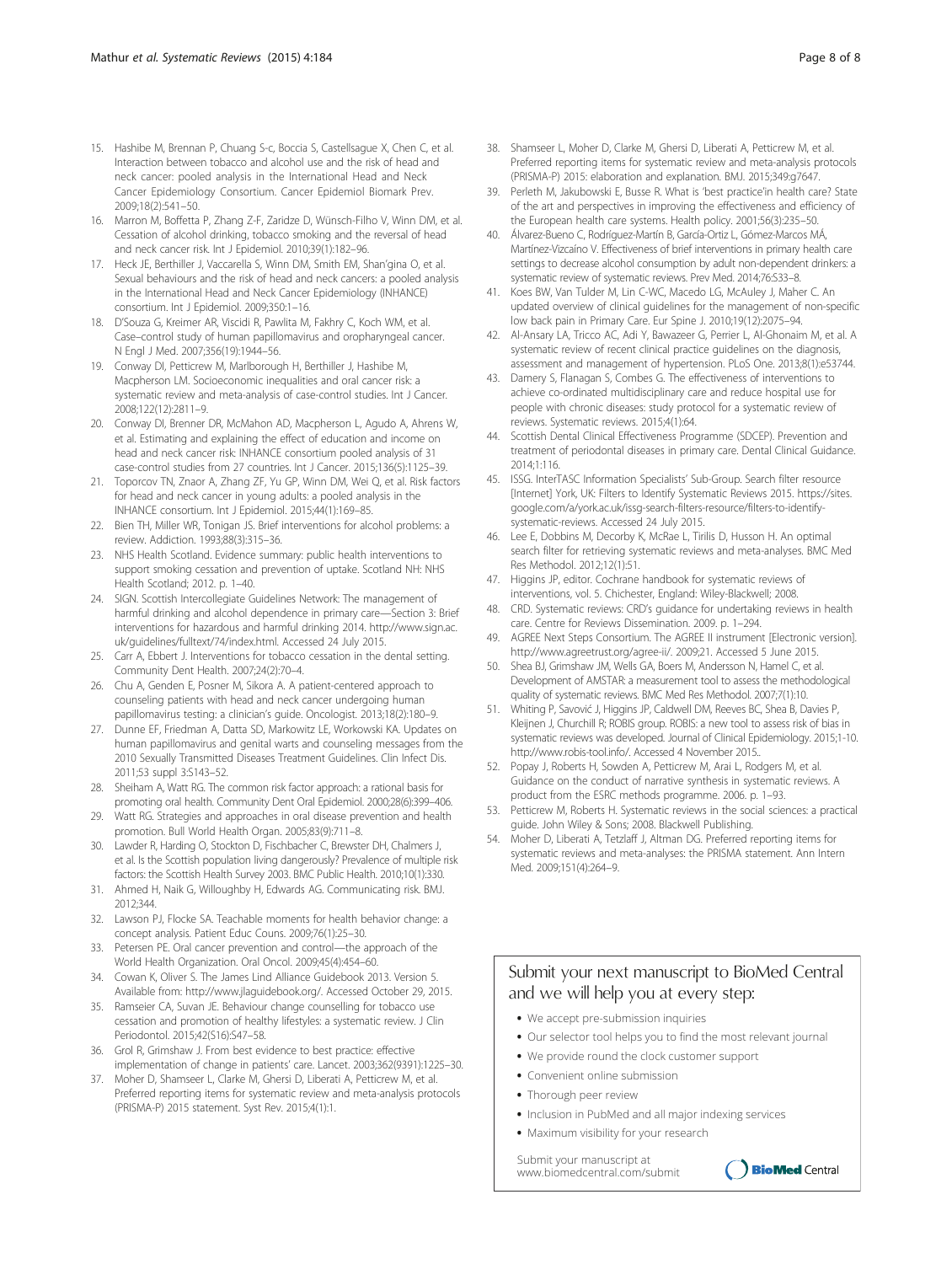15. Hashibe M, Brennan P, Chuang S-c, Boccia S, Castellsague X, Chen C, et al. Interaction between tobacco and alcohol use and the risk of head and neck cancer: pooled analysis in the International Head and Neck Cancer Epidemiology Consortium. Cancer Epidemiol Biomark Prev. 2009;18(2):541–50.
16. Marron M, Boffetta P, Zhang Z-F, Zaridze D, Wünsch-Filho V, Winn DM, et al. Cessation of alcohol drinking, tobacco smoking and the reversal of head and neck cancer risk. Int J Epidemiol. 2010;39(1):182–96.
17. Heck JE, Berthiller J, Vaccarella S, Winn DM, Smith EM, Shan'gina O, et al. Sexual behaviours and the risk of head and neck cancers: a pooled analysis in the International Head and Neck Cancer Epidemiology (INHANCE) consortium. Int J Epidemiol. 2009;350:1–16.
18. D'Souza G, Kreimer AR, Viscidi R, Pawlita M, Fakhry C, Koch WM, et al. Case–control study of human papillomavirus and oropharyngeal cancer. N Engl J Med. 2007;356(19):1944–56.
19. Conway DI, Petticrew M, Marlborough H, Berthiller J, Hashibe M, Macpherson LM. Socioeconomic inequalities and oral cancer risk: a systematic review and meta-analysis of case-control studies. Int J Cancer. 2008;122(12):2811–9.
20. Conway DI, Brenner DR, McMahon AD, Macpherson L, Agudo A, Ahrens W, et al. Estimating and explaining the effect of education and income on head and neck cancer risk: INHANCE consortium pooled analysis of 31 case-control studies from 27 countries. Int J Cancer. 2015;136(5):1125–39.
21. Toporcov TN, Znaor A, Zhang ZF, Yu GP, Winn DM, Wei Q, et al. Risk factors for head and neck cancer in young adults: a pooled analysis in the INHANCE consortium. Int J Epidemiol. 2015;44(1):169–85.
22. Bien TH, Miller WR, Tonigan JS. Brief interventions for alcohol problems: a review. Addiction. 1993;88(3):315–36.
23. NHS Health Scotland. Evidence summary: public health interventions to support smoking cessation and prevention of uptake. Scotland NH: NHS Health Scotland; 2012. p. 1–40.
24. SIGN. Scottish Intercollegiate Guidelines Network: The management of harmful drinking and alcohol dependence in primary care—Section 3: Brief interventions for hazardous and harmful drinking 2014. http://www.sign.ac.uk/guidelines/fulltext/74/index.html. Accessed 24 July 2015.
25. Carr A, Ebbert J. Interventions for tobacco cessation in the dental setting. Community Dent Health. 2007;24(2):70–4.
26. Chu A, Genden E, Posner M, Sikora A. A patient-centered approach to counseling patients with head and neck cancer undergoing human papillomavirus testing: a clinician's guide. Oncologist. 2013;18(2):180–9.
27. Dunne EF, Friedman A, Datta SD, Markowitz LE, Workowski KA. Updates on human papillomavirus and genital warts and counseling messages from the 2010 Sexually Transmitted Diseases Treatment Guidelines. Clin Infect Dis. 2011;53 suppl 3:S143–52.
28. Sheiham A, Watt RG. The common risk factor approach: a rational basis for promoting oral health. Community Dent Oral Epidemiol. 2000;28(6):399–406.
29. Watt RG. Strategies and approaches in oral disease prevention and health promotion. Bull World Health Organ. 2005;83(9):711–8.
30. Lawder R, Harding O, Stockton D, Fischbacher C, Brewster DH, Chalmers J, et al. Is the Scottish population living dangerously? Prevalence of multiple risk factors: the Scottish Health Survey 2003. BMC Public Health. 2010;10(1):330.
31. Ahmed H, Naik G, Willoughby H, Edwards AG. Communicating risk. BMJ. 2012;344.
32. Lawson PJ, Flocke SA. Teachable moments for health behavior change: a concept analysis. Patient Educ Couns. 2009;76(1):25–30.
33. Petersen PE. Oral cancer prevention and control—the approach of the World Health Organization. Oral Oncol. 2009;45(4):454–60.
34. Cowan K, Oliver S. The James Lind Alliance Guidebook 2013. Version 5. Available from: http://www.jlaguidebook.org/. Accessed October 29, 2015.
35. Ramseier CA, Suvan JE. Behaviour change counselling for tobacco use cessation and promotion of healthy lifestyles: a systematic review. J Clin Periodontol. 2015;42(S16):S47–58.
36. Grol R, Grimshaw J. From best evidence to best practice: effective implementation of change in patients' care. Lancet. 2003;362(9391):1225–30.
37. Moher D, Shamseer L, Clarke M, Ghersi D, Liberati A, Petticrew M, et al. Preferred reporting items for systematic review and meta-analysis protocols (PRISMA-P) 2015 statement. Syst Rev. 2015;4(1):1.
38. Shamseer L, Moher D, Clarke M, Ghersi D, Liberati A, Petticrew M, et al. Preferred reporting items for systematic review and meta-analysis protocols (PRISMA-P) 2015: elaboration and explanation. BMJ. 2015;349:g7647.
39. Perleth M, Jakubowski E, Busse R. What is 'best practice'in health care? State of the art and perspectives in improving the effectiveness and efficiency of the European health care systems. Health policy. 2001;56(3):235–50.
40. Álvarez-Bueno C, Rodríguez-Martín B, García-Ortiz L, Gómez-Marcos MÁ, Martínez-Vizcaíno V. Effectiveness of brief interventions in primary health care settings to decrease alcohol consumption by adult non-dependent drinkers: a systematic review of systematic reviews. Prev Med. 2014;76:S33–8.
41. Koes BW, Van Tulder M, Lin C-WC, Macedo LG, McAuley J, Maher C. An updated overview of clinical guidelines for the management of non-specific low back pain in Primary Care. Eur Spine J. 2010;19(12):2075–94.
42. Al-Ansary LA, Tricco AC, Adi Y, Bawazeer G, Perrier L, Al-Ghonaim M, et al. A systematic review of recent clinical practice guidelines on the diagnosis, assessment and management of hypertension. PLoS One. 2013;8(1):e53744.
43. Damery S, Flanagan S, Combes G. The effectiveness of interventions to achieve co-ordinated multidisciplinary care and reduce hospital use for people with chronic diseases: study protocol for a systematic review of reviews. Systematic reviews. 2015;4(1):64.
44. Scottish Dental Clinical Effectiveness Programme (SDCEP). Prevention and treatment of periodontal diseases in primary care. Dental Clinical Guidance. 2014;1:116.
45. ISSG. InterTASC Information Specialists' Sub-Group. Search filter resource [Internet] York, UK: Filters to Identify Systematic Reviews 2015. https://sites.google.com/a/york.ac.uk/issg-search-filters-resource/filters-to-identify-systematic-reviews. Accessed 24 July 2015.
46. Lee E, Dobbins M, Decorby K, McRae L, Tirilis D, Husson H. An optimal search filter for retrieving systematic reviews and meta-analyses. BMC Med Res Methodol. 2012;12(1):51.
47. Higgins JP, editor. Cochrane handbook for systematic reviews of interventions, vol. 5. Chichester, England: Wiley-Blackwell; 2008.
48. CRD. Systematic reviews: CRD's guidance for undertaking reviews in health care. Centre for Reviews Dissemination. 2009. p. 1–294.
49. AGREE Next Steps Consortium. The AGREE II instrument [Electronic version]. http://www.agreetrust.org/agree-ii/. 2009;21. Accessed 5 June 2015.
50. Shea BJ, Grimshaw JM, Wells GA, Boers M, Andersson N, Hamel C, et al. Development of AMSTAR: a measurement tool to assess the methodological quality of systematic reviews. BMC Med Res Methodol. 2007;7(1):10.
51. Whiting P, Savović J, Higgins JP, Caldwell DM, Reeves BC, Shea B, Davies P, Kleijnen J, Churchill R; ROBIS group. ROBIS: a new tool to assess risk of bias in systematic reviews was developed. Journal of Clinical Epidemiology. 2015;1-10. http://www.robis-tool.info/. Accessed 4 November 2015..
52. Popay J, Roberts H, Sowden A, Petticrew M, Arai L, Rodgers M, et al. Guidance on the conduct of narrative synthesis in systematic reviews. A product from the ESRC methods programme. 2006. p. 1–93.
53. Petticrew M, Roberts H. Systematic reviews in the social sciences: a practical guide. John Wiley & Sons; 2008. Blackwell Publishing.
54. Moher D, Liberati A, Tetzlaff J, Altman DG. Preferred reporting items for systematic reviews and meta-analyses: the PRISMA statement. Ann Intern Med. 2009;151(4):264–9.

Submit your next manuscript to BioMed Central and we will help you at every step:

- We accept pre-submission inquiries
- Our selector tool helps you to find the most relevant journal
- We provide round the clock customer support
- Convenient online submission
- Thorough peer review
- Inclusion in PubMed and all major indexing services
- Maximum visibility for your research

Submit your manuscript at www.biomedcentral.com/submit

BioMed Central